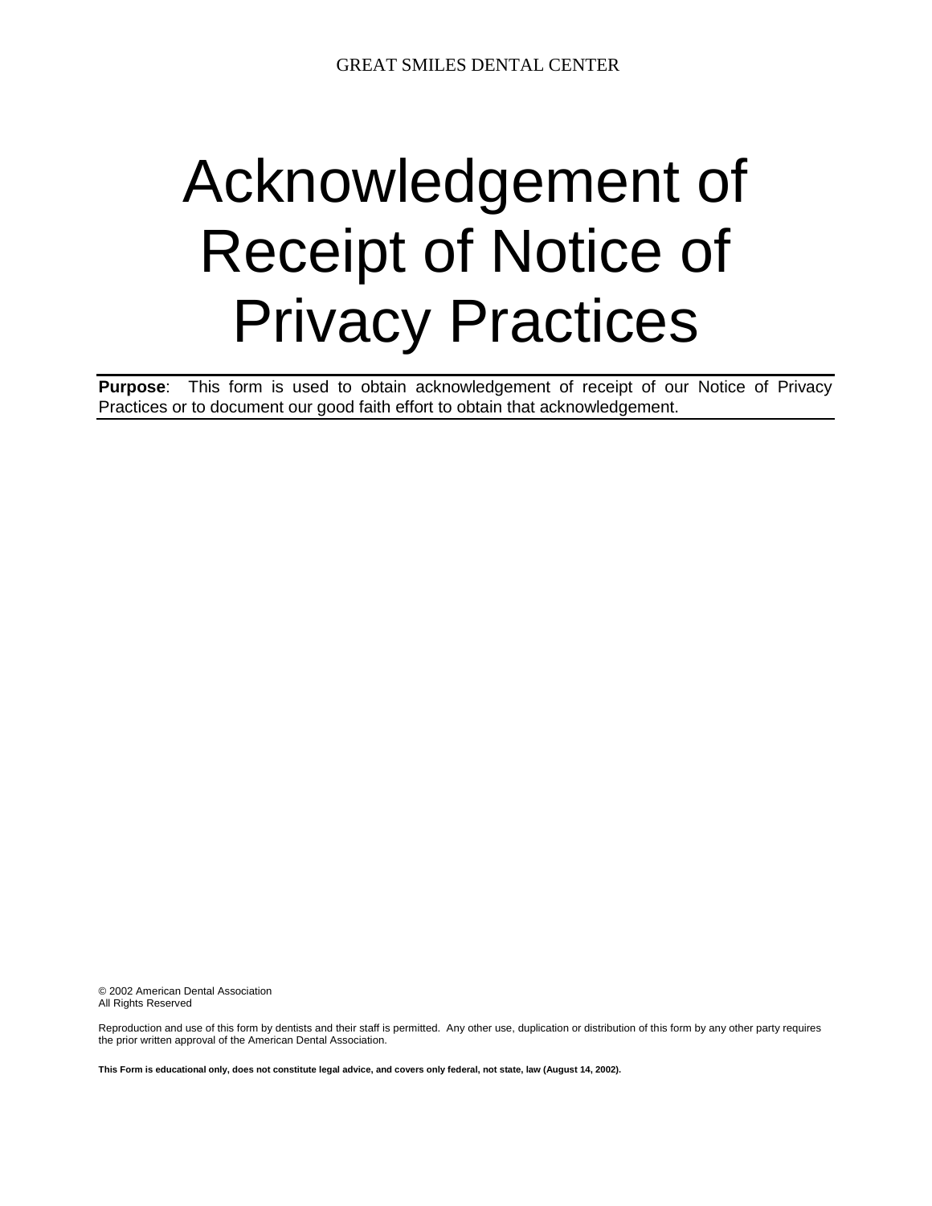GREAT SMILES DENTAL CENTER

# Acknowledgement of Receipt of Notice of Privacy Practices

**Purpose**: This form is used to obtain acknowledgement of receipt of our Notice of Privacy Practices or to document our good faith effort to obtain that acknowledgement.

© 2002 American Dental Association
All Rights Reserved

Reproduction and use of this form by dentists and their staff is permitted. Any other use, duplication or distribution of this form by any other party requires the prior written approval of the American Dental Association.

**This Form is educational only, does not constitute legal advice, and covers only federal, not state, law (August 14, 2002).**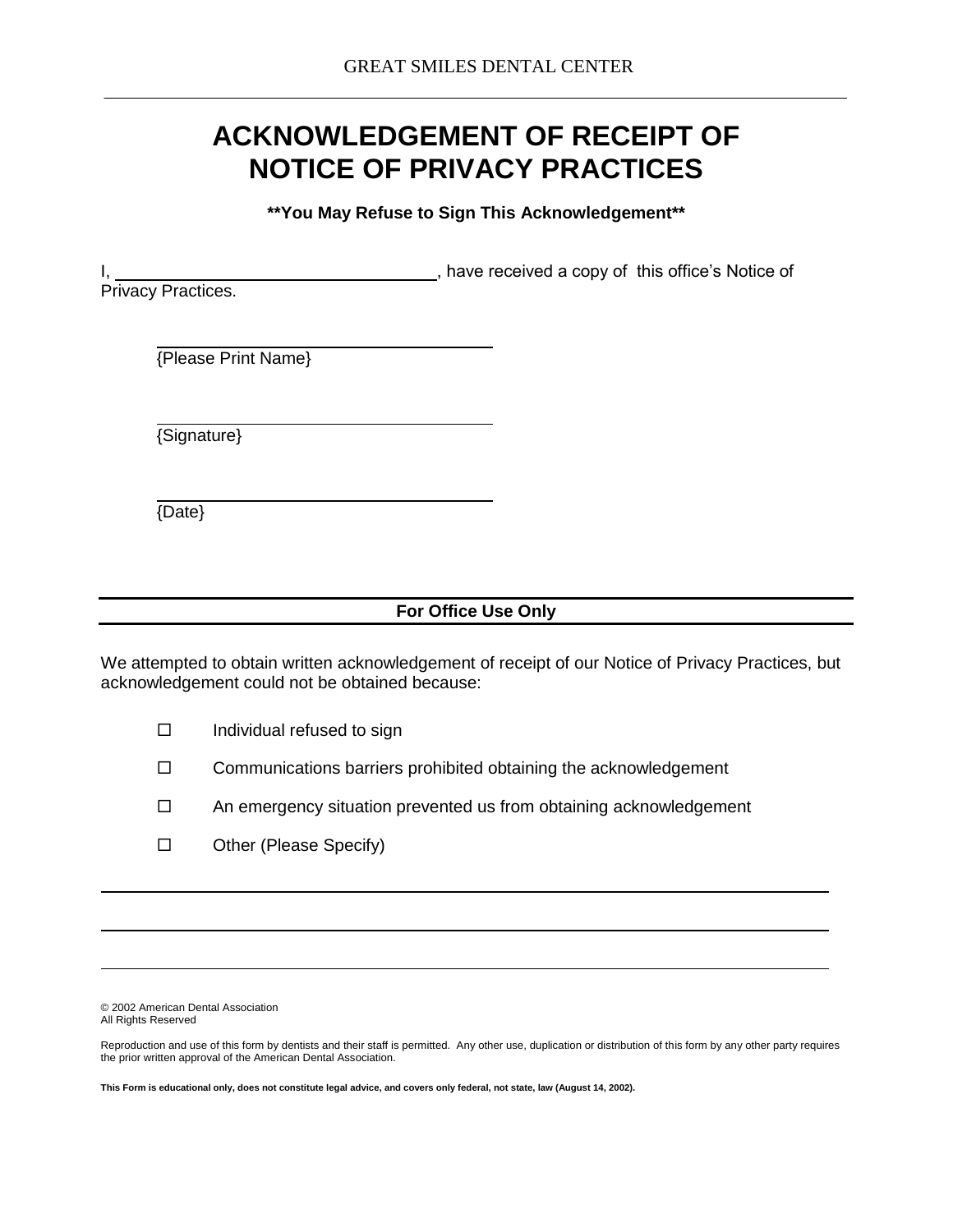GREAT SMILES DENTAL CENTER

# ACKNOWLEDGEMENT OF RECEIPT OF NOTICE OF PRIVACY PRACTICES

**\*\*You May Refuse to Sign This Acknowledgement\*\***

I, \_\_\_\_\_\_\_\_\_\_\_\_\_\_\_\_\_\_\_\_\_\_\_\_\_\_\_\_\_\_\_\_, have received a copy of this office's Notice of Privacy Practices.

\_\_\_\_\_\_\_\_\_\_\_\_\_\_\_\_\_\_\_\_\_\_\_\_\_\_\_\_\_\_\_\_
{Please Print Name}

\_\_\_\_\_\_\_\_\_\_\_\_\_\_\_\_\_\_\_\_\_\_\_\_\_\_\_\_\_\_\_\_
{Signature}

\_\_\_\_\_\_\_\_\_\_\_\_\_\_\_\_\_\_\_\_\_\_\_\_\_\_\_\_\_\_\_\_
{Date}

---

**For Office Use Only**

---

We attempted to obtain written acknowledgement of receipt of our Notice of Privacy Practices, but acknowledgement could not be obtained because:

- ☐ Individual refused to sign
- ☐ Communications barriers prohibited obtaining the acknowledgement
- ☐ An emergency situation prevented us from obtaining acknowledgement
- ☐ Other (Please Specify)

\_\_\_\_\_\_\_\_\_\_\_\_\_\_\_\_\_\_\_\_\_\_\_\_\_\_\_\_\_\_\_\_\_\_\_\_\_\_\_\_\_\_\_\_\_\_\_\_\_\_\_\_\_\_\_\_\_\_\_\_\_\_\_\_\_\_\_\_\_\_\_\_

\_\_\_\_\_\_\_\_\_\_\_\_\_\_\_\_\_\_\_\_\_\_\_\_\_\_\_\_\_\_\_\_\_\_\_\_\_\_\_\_\_\_\_\_\_\_\_\_\_\_\_\_\_\_\_\_\_\_\_\_\_\_\_\_\_\_\_\_\_\_\_\_

\_\_\_\_\_\_\_\_\_\_\_\_\_\_\_\_\_\_\_\_\_\_\_\_\_\_\_\_\_\_\_\_\_\_\_\_\_\_\_\_\_\_\_\_\_\_\_\_\_\_\_\_\_\_\_\_\_\_\_\_\_\_\_\_\_\_\_\_\_\_\_\_

© 2002 American Dental Association
All Rights Reserved

Reproduction and use of this form by dentists and their staff is permitted. Any other use, duplication or distribution of this form by any other party requires the prior written approval of the American Dental Association.

**This Form is educational only, does not constitute legal advice, and covers only federal, not state, law (August 14, 2002).**